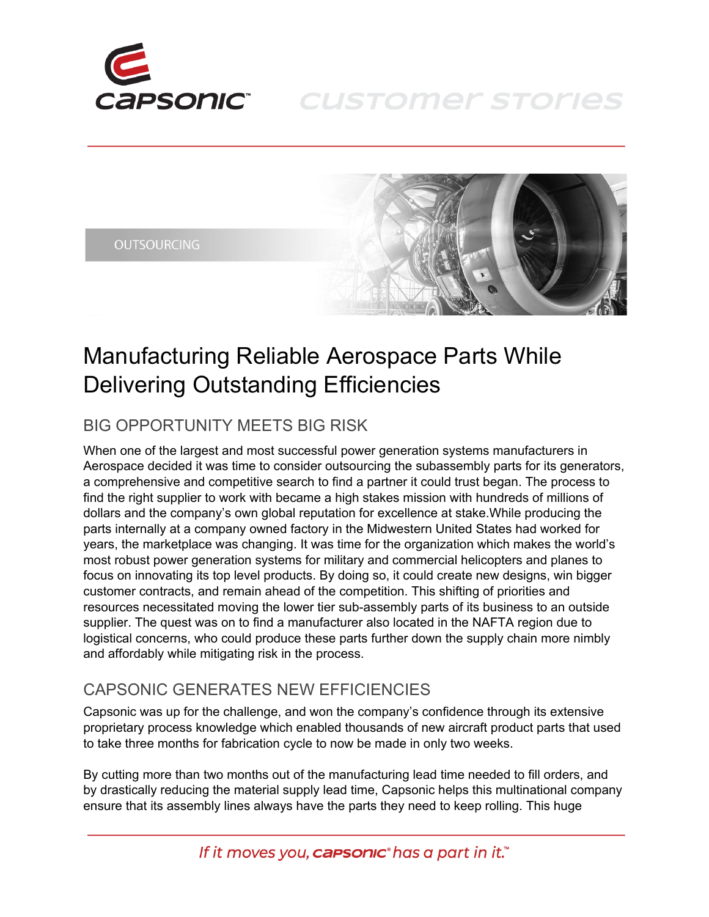# Manufacturing Reliable Aerospace Parts While Delivering Outstanding Efficiencies

OUTSOURCING

## BIG OPPORTUNITY MEETS BIG RISK

When one of the largest and most successful power generation systems manufacturers in Aerospace decided it was time to consider outsourcing the subassembly parts for its generators, a comprehensive and competitive search to find a partner it could trust began. The process to find the right supplier to work with became a high stakes mission with hundreds of millions of dollars and the company's own global reputation for excellence at stake.While producing the parts internally at a company owned factory in the Midwestern United States had worked for years, the marketplace was changing. It was time for the organization which makes the world's most robust power generation systems for military and commercial helicopters and planes to focus on innovating its top level products. By doing so, it could create new designs, win bigger customer contracts, and remain ahead of the competition. This shifting of priorities and resources necessitated moving the lower tier sub-assembly parts of its business to an outside supplier. The quest was on to find a manufacturer also located in the NAFTA region due to logistical concerns, who could produce these parts further down the supply chain more nimbly and affordably while mitigating risk in the process.

## CAPSONIC GENERATES NEW EFFICIENCIES

Capsonic was up for the challenge, and won the company's confidence through its extensive proprietary process knowledge which enabled thousands of new aircraft product parts that used to take three months for fabrication cycle to now be made in only two weeks.

By cutting more than two months out of the manufacturing lead time needed to fill orders, and by drastically reducing the material supply lead time, Capsonic helps this multinational company ensure that its assembly lines always have the parts they need to keep rolling. This huge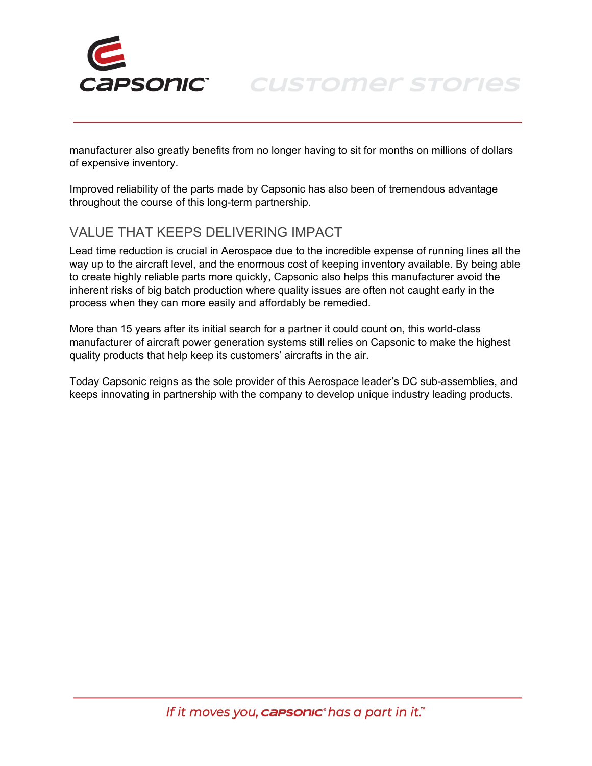manufacturer also greatly benefits from no longer having to sit for months on millions of dollars of expensive inventory.

Improved reliability of the parts made by Capsonic has also been of tremendous advantage throughout the course of this long-term partnership.

## VALUE THAT KEEPS DELIVERING IMPACT

Lead time reduction is crucial in Aerospace due to the incredible expense of running lines all the way up to the aircraft level, and the enormous cost of keeping inventory available. By being able to create highly reliable parts more quickly, Capsonic also helps this manufacturer avoid the inherent risks of big batch production where quality issues are often not caught early in the process when they can more easily and affordably be remedied.

More than 15 years after its initial search for a partner it could count on, this world-class manufacturer of aircraft power generation systems still relies on Capsonic to make the highest quality products that help keep its customers' aircrafts in the air.

Today Capsonic reigns as the sole provider of this Aerospace leader's DC sub-assemblies, and keeps innovating in partnership with the company to develop unique industry leading products.